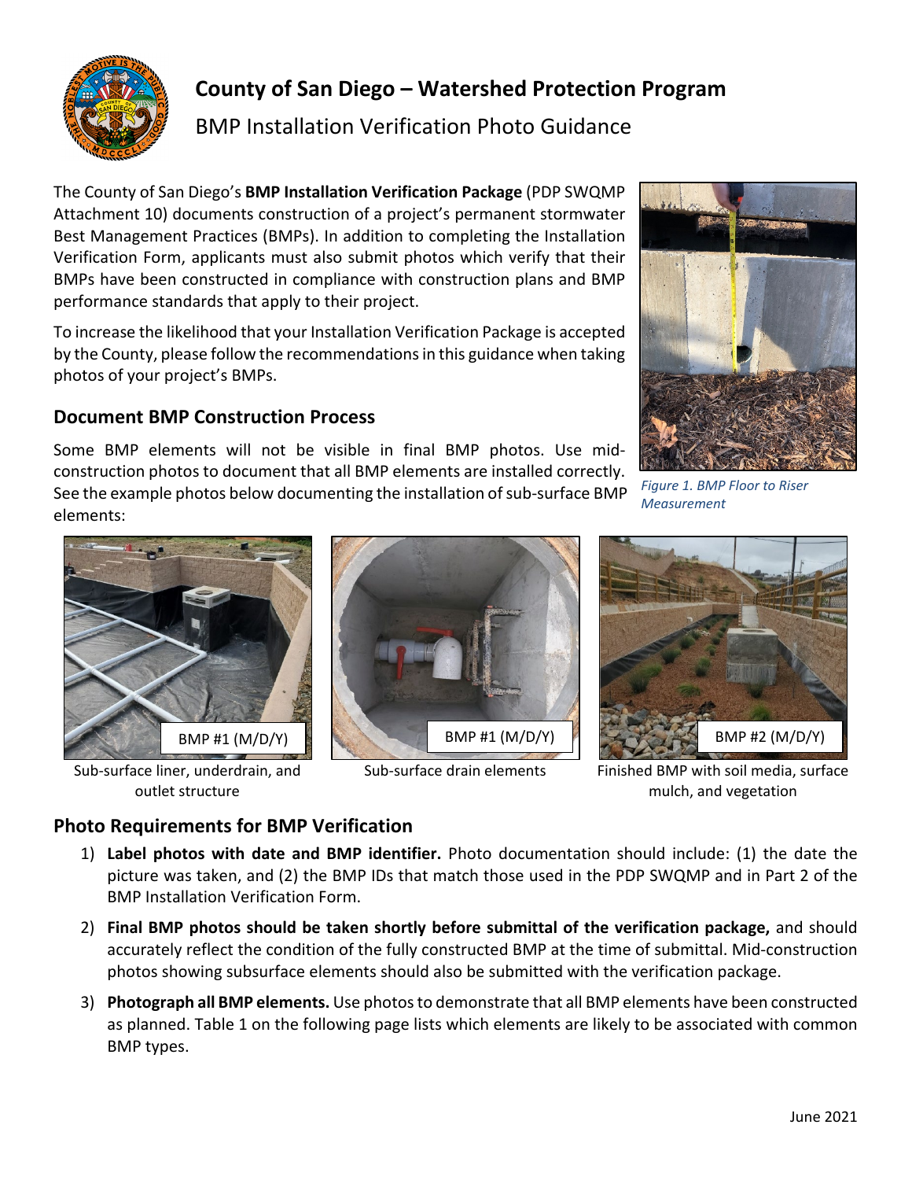# County of San Diego – Watershed Protection Program

BMP Installation Verification Photo Guidance

The County of San Diego's **BMP Installation Verification Package** (PDP SWQMP Attachment 10) documents construction of a project's permanent stormwater Best Management Practices (BMPs). In addition to completing the Installation Verification Form, applicants must also submit photos which verify that their BMPs have been constructed in compliance with construction plans and BMP performance standards that apply to their project.

To increase the likelihood that your Installation Verification Package is accepted by the County, please follow the recommendations in this guidance when taking photos of your project's BMPs.

## Document BMP Construction Process

Some BMP elements will not be visible in final BMP photos. Use mid-construction photos to document that all BMP elements are installed correctly. See the example photos below documenting the installation of sub-surface BMP elements:

*Figure 1. BMP Floor to Riser Measurement*

BMP #1 (M/D/Y)

Sub-surface liner, underdrain, and outlet structure

BMP #1 (M/D/Y)

Sub-surface drain elements

BMP #2 (M/D/Y)

Finished BMP with soil media, surface mulch, and vegetation

## Photo Requirements for BMP Verification

1) **Label photos with date and BMP identifier.** Photo documentation should include: (1) the date the picture was taken, and (2) the BMP IDs that match those used in the PDP SWQMP and in Part 2 of the BMP Installation Verification Form.
2) **Final BMP photos should be taken shortly before submittal of the verification package,** and should accurately reflect the condition of the fully constructed BMP at the time of submittal. Mid-construction photos showing subsurface elements should also be submitted with the verification package.
3) **Photograph all BMP elements.** Use photos to demonstrate that all BMP elements have been constructed as planned. Table 1 on the following page lists which elements are likely to be associated with common BMP types.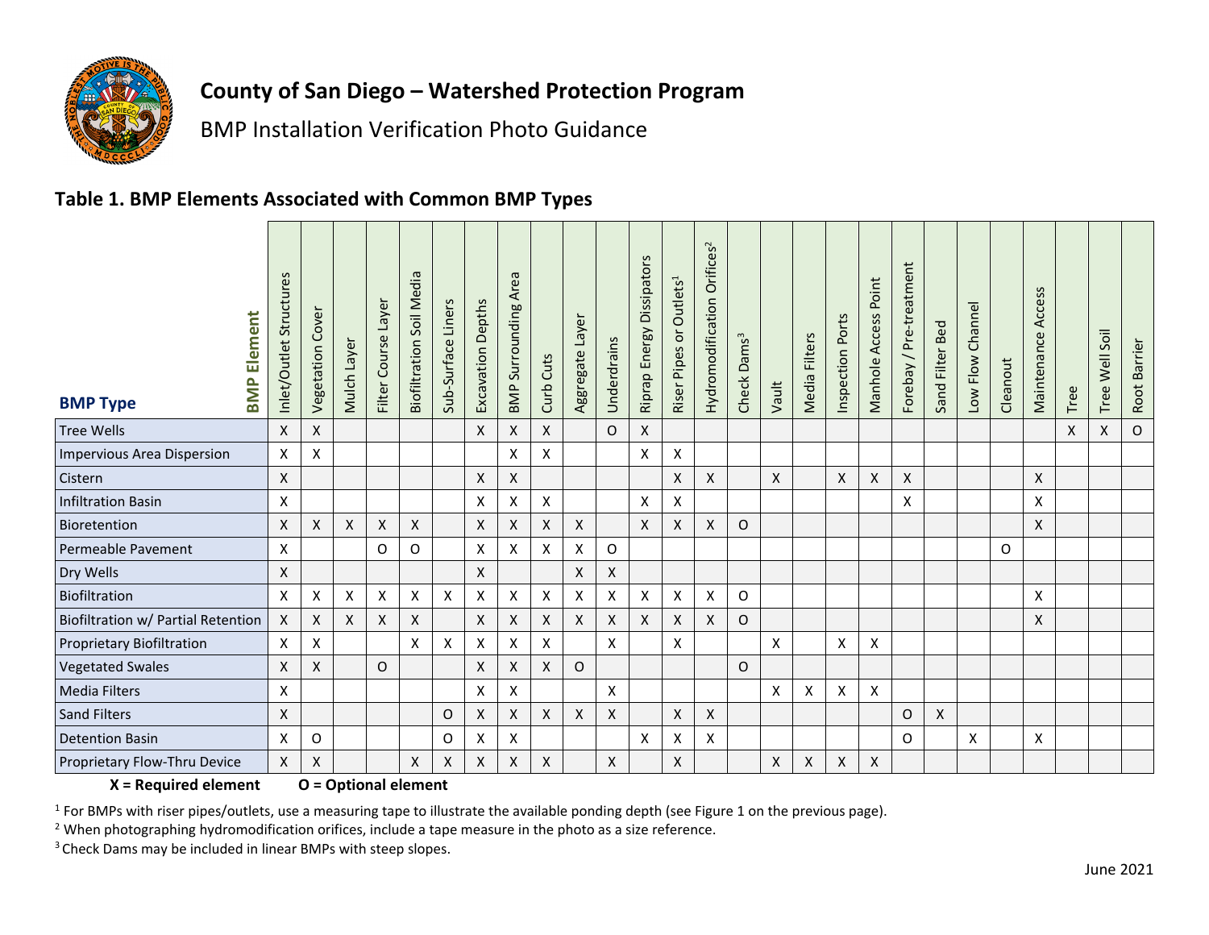# County of San Diego – Watershed Protection Program

BMP Installation Verification Photo Guidance

## Table 1. BMP Elements Associated with Common BMP Types

| BMP Type / BMP Element | Inlet/Outlet Structures | Vegetation Cover | Mulch Layer | Filter Course Layer | Biofiltration Soil Media | Sub-Surface Liners | Excavation Depths | BMP Surrounding Area | Curb Cuts | Aggregate Layer | Underdrains | Riprap Energy Dissipators | Riser Pipes or Outlets[1] | Hydromodification Orifices[2] | Check Dams[3] | Vault | Media Filters | Inspection Ports | Manhole Access Point | Forebay / Pre-treatment | Sand Filter Bed | Low Flow Channel | Cleanout | Maintenance Access | Tree | Tree Well Soil | Root Barrier |
|---|---|---|---|---|---|---|---|---|---|---|---|---|---|---|---|---|---|---|---|---|---|---|---|---|---|---|---|
| Tree Wells | X | X | | | | | X | X | X | | O | X | | | | | | | | | | | | | X | X | O |
| Impervious Area Dispersion | X | X | | | | | | X | X | | | X | X | | | | | | | | | | | | | | |
| Cistern | X | | | | | | X | X | | | | | X | X | | X | | X | X | X | | | | X | | | |
| Infiltration Basin | X | | | | | | X | X | X | | | X | X | | | | | | | X | | | | X | | | |
| Bioretention | X | X | X | X | X | | X | X | X | X | | X | X | X | O | | | | | | | | | X | | | |
| Permeable Pavement | X | | | O | O | | X | X | X | X | O | | | | | | | | | | | | O | | | | |
| Dry Wells | X | | | | | | X | | | X | X | | | | | | | | | | | | | | | | |
| Biofiltration | X | X | X | X | X | X | X | X | X | X | X | X | X | X | O | | | | | | | | | X | | | |
| Biofiltration w/ Partial Retention | X | X | X | X | X | | X | X | X | X | X | X | X | X | O | | | | | | | | | X | | | |
| Proprietary Biofiltration | X | X | | | X | X | X | X | X | | X | | X | | | X | | X | X | | | | | | | | |
| Vegetated Swales | X | X | | O | | | X | X | X | O | | | | | O | | | | | | | | | | | | |
| Media Filters | X | | | | | | X | X | | | X | | | | | X | X | X | X | | | | | | | | |
| Sand Filters | X | | | | | O | X | X | X | X | X | | X | X | | | | | | O | X | | | | | | |
| Detention Basin | X | O | | | | O | X | X | | | | X | X | X | | | | | | O | | X | | X | | | |
| Proprietary Flow-Thru Device | X | X | | | X | X | X | X | X | | X | | X | | | X | X | X | X | | | | | | | | |

**X = Required element** **O = Optional element**

[1] For BMPs with riser pipes/outlets, use a measuring tape to illustrate the available ponding depth (see Figure 1 on the previous page).
[2] When photographing hydromodification orifices, include a tape measure in the photo as a size reference.
[3] Check Dams may be included in linear BMPs with steep slopes.

June 2021